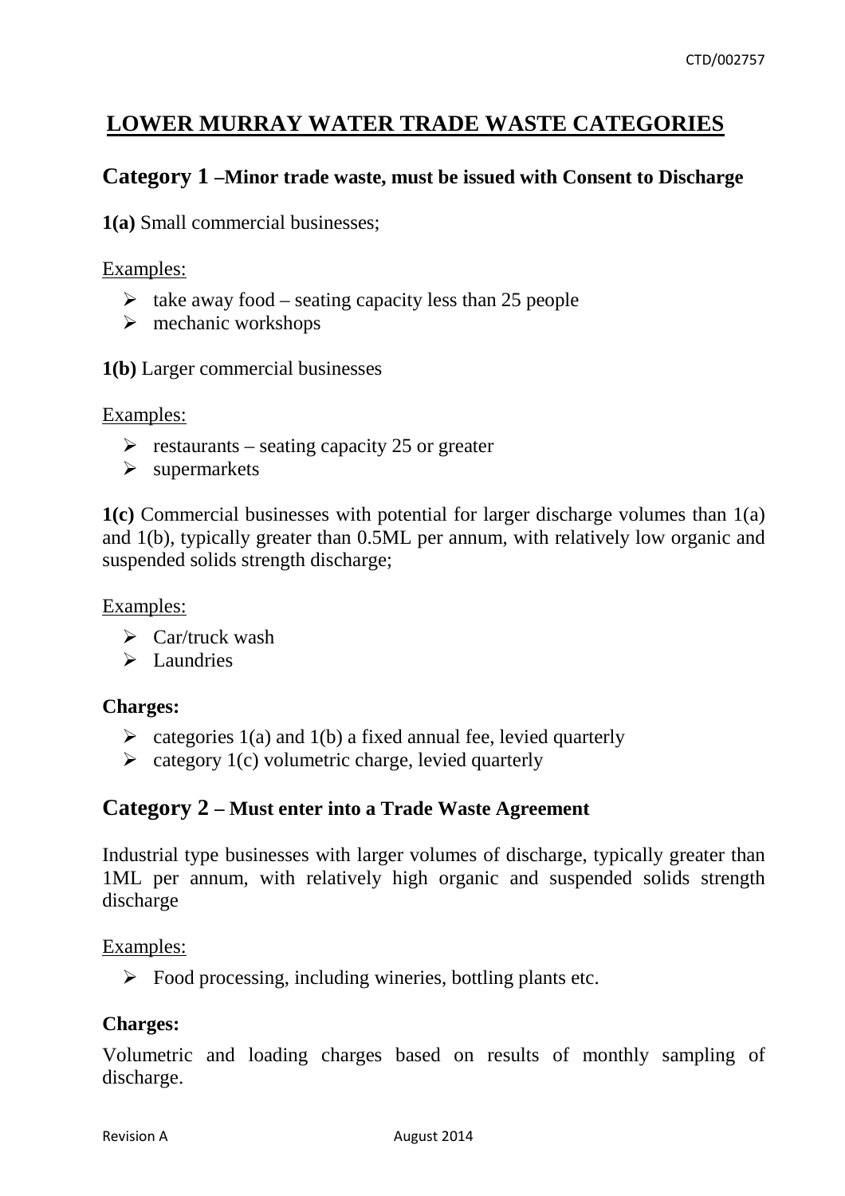# LOWER MURRAY WATER TRADE WASTE CATEGORIES

## Category 1 –Minor trade waste, must be issued with Consent to Discharge

**1(a)** Small commercial businesses;

Examples:

- take away food – seating capacity less than 25 people
- mechanic workshops

**1(b)** Larger commercial businesses

Examples:

- restaurants – seating capacity 25 or greater
- supermarkets

**1(c)** Commercial businesses with potential for larger discharge volumes than 1(a) and 1(b), typically greater than 0.5ML per annum, with relatively low organic and suspended solids strength discharge;

Examples:

- Car/truck wash
- Laundries

**Charges:**

- categories 1(a) and 1(b) a fixed annual fee, levied quarterly
- category 1(c) volumetric charge, levied quarterly

## Category 2 – Must enter into a Trade Waste Agreement

Industrial type businesses with larger volumes of discharge, typically greater than 1ML per annum, with relatively high organic and suspended solids strength discharge

Examples:

- Food processing, including wineries, bottling plants etc.

**Charges:**

Volumetric and loading charges based on results of monthly sampling of discharge.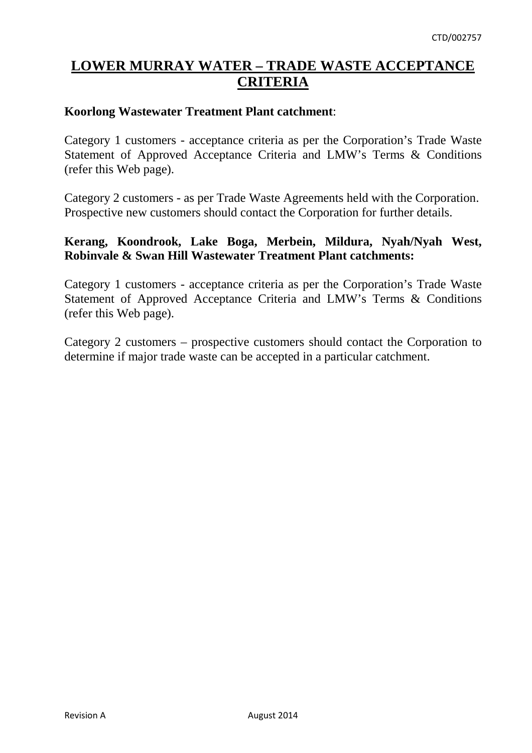# LOWER MURRAY WATER – TRADE WASTE ACCEPTANCE CRITERIA

**Koorlong Wastewater Treatment Plant catchment**:

Category 1 customers - acceptance criteria as per the Corporation's Trade Waste Statement of Approved Acceptance Criteria and LMW's Terms & Conditions (refer this Web page).

Category 2 customers - as per Trade Waste Agreements held with the Corporation. Prospective new customers should contact the Corporation for further details.

**Kerang, Koondrook, Lake Boga, Merbein, Mildura, Nyah/Nyah West, Robinvale & Swan Hill Wastewater Treatment Plant catchments:**

Category 1 customers - acceptance criteria as per the Corporation's Trade Waste Statement of Approved Acceptance Criteria and LMW's Terms & Conditions (refer this Web page).

Category 2 customers – prospective customers should contact the Corporation to determine if major trade waste can be accepted in a particular catchment.